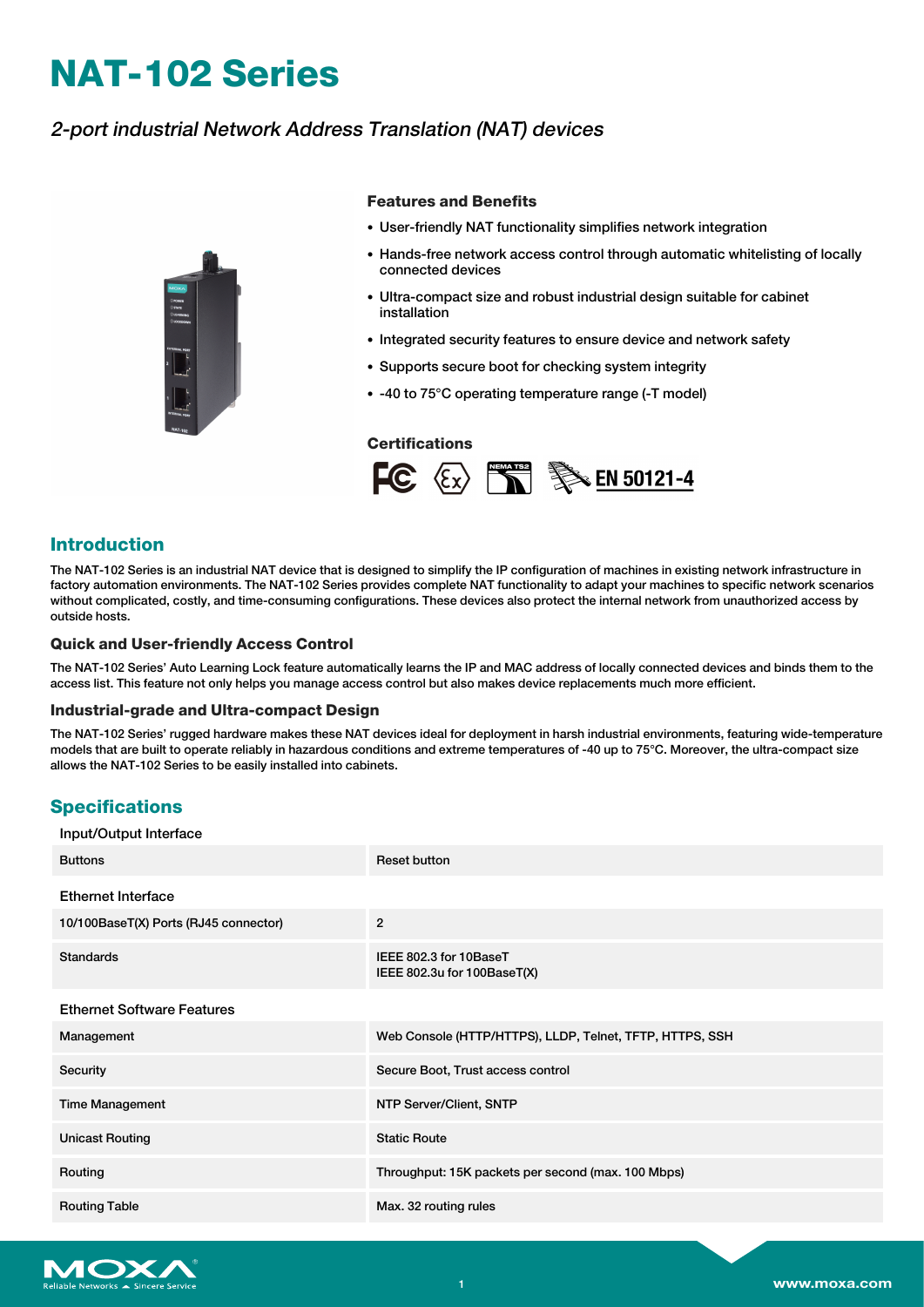# NAT-102 Series

*2-port industrial Network Address Translation (NAT) devices*

### Features and Benefits

- User-friendly NAT functionality simplifies network integration
- Hands-free network access control through automatic whitelisting of locally connected devices
- Ultra-compact size and robust industrial design suitable for cabinet installation
- Integrated security features to ensure device and network safety
- Supports secure boot for checking system integrity
- -40 to 75°C operating temperature range (-T model)

### Certifications

EN 50121-4

## Introduction

The NAT-102 Series is an industrial NAT device that is designed to simplify the IP configuration of machines in existing network infrastructure in factory automation environments. The NAT-102 Series provides complete NAT functionality to adapt your machines to specific network scenarios without complicated, costly, and time-consuming configurations. These devices also protect the internal network from unauthorized access by outside hosts.

### Quick and User-friendly Access Control

The NAT-102 Series' Auto Learning Lock feature automatically learns the IP and MAC address of locally connected devices and binds them to the access list. This feature not only helps you manage access control but also makes device replacements much more efficient.

### Industrial-grade and Ultra-compact Design

The NAT-102 Series' rugged hardware makes these NAT devices ideal for deployment in harsh industrial environments, featuring wide-temperature models that are built to operate reliably in hazardous conditions and extreme temperatures of -40 up to 75°C. Moreover, the ultra-compact size allows the NAT-102 Series to be easily installed into cabinets.

## Specifications

**Input/Output Interface**

| | |
|---|---|
| Buttons | Reset button |

**Ethernet Interface**

| | |
|---|---|
| 10/100BaseT(X) Ports (RJ45 connector) | 2 |
| Standards | IEEE 802.3 for 10BaseT<br>IEEE 802.3u for 100BaseT(X) |

**Ethernet Software Features**

| | |
|---|---|
| Management | Web Console (HTTP/HTTPS), LLDP, Telnet, TFTP, HTTPS, SSH |
| Security | Secure Boot, Trust access control |
| Time Management | NTP Server/Client, SNTP |
| Unicast Routing | Static Route |
| Routing | Throughput: 15K packets per second (max. 100 Mbps) |
| Routing Table | Max. 32 routing rules |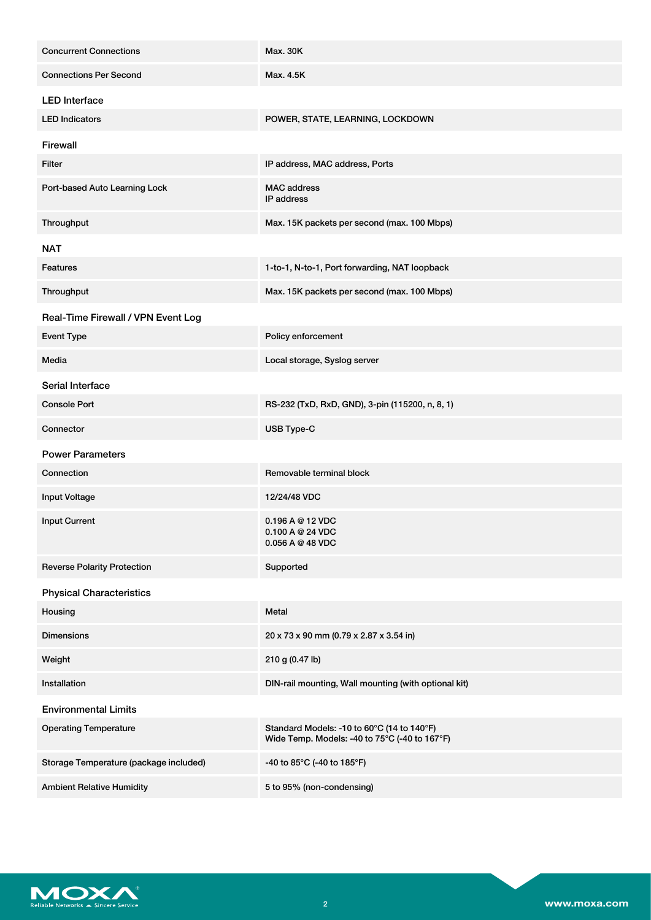| | |
|---|---|
| Concurrent Connections | Max. 30K |
| Connections Per Second | Max. 4.5K |

## LED Interface

| | |
|---|---|
| LED Indicators | POWER, STATE, LEARNING, LOCKDOWN |

## Firewall

| | |
|---|---|
| Filter | IP address, MAC address, Ports |
| Port-based Auto Learning Lock | MAC address<br>IP address |
| Throughput | Max. 15K packets per second (max. 100 Mbps) |

## NAT

| | |
|---|---|
| Features | 1-to-1, N-to-1, Port forwarding, NAT loopback |
| Throughput | Max. 15K packets per second (max. 100 Mbps) |

## Real-Time Firewall / VPN Event Log

| | |
|---|---|
| Event Type | Policy enforcement |
| Media | Local storage, Syslog server |

## Serial Interface

| | |
|---|---|
| Console Port | RS-232 (TxD, RxD, GND), 3-pin (115200, n, 8, 1) |
| Connector | USB Type-C |

## Power Parameters

| | |
|---|---|
| Connection | Removable terminal block |
| Input Voltage | 12/24/48 VDC |
| Input Current | 0.196 A @ 12 VDC<br>0.100 A @ 24 VDC<br>0.056 A @ 48 VDC |
| Reverse Polarity Protection | Supported |

## Physical Characteristics

| | |
|---|---|
| Housing | Metal |
| Dimensions | 20 x 73 x 90 mm (0.79 x 2.87 x 3.54 in) |
| Weight | 210 g (0.47 lb) |
| Installation | DIN-rail mounting, Wall mounting (with optional kit) |

## Environmental Limits

| | |
|---|---|
| Operating Temperature | Standard Models: -10 to 60°C (14 to 140°F)<br>Wide Temp. Models: -40 to 75°C (-40 to 167°F) |
| Storage Temperature (package included) | -40 to 85°C (-40 to 185°F) |
| Ambient Relative Humidity | 5 to 95% (non-condensing) |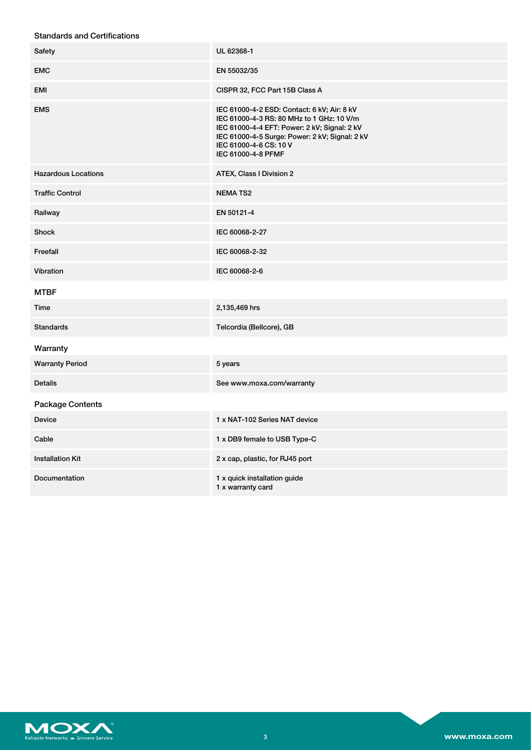### Standards and Certifications

| | |
|---|---|
| Safety | UL 62368-1 |
| EMC | EN 55032/35 |
| EMI | CISPR 32, FCC Part 15B Class A |
| EMS | IEC 61000-4-2 ESD: Contact: 6 kV; Air: 8 kV<br>IEC 61000-4-3 RS: 80 MHz to 1 GHz: 10 V/m<br>IEC 61000-4-4 EFT: Power: 2 kV; Signal: 2 kV<br>IEC 61000-4-5 Surge: Power: 2 kV; Signal: 2 kV<br>IEC 61000-4-6 CS: 10 V<br>IEC 61000-4-8 PFMF |
| Hazardous Locations | ATEX, Class I Division 2 |
| Traffic Control | NEMA TS2 |
| Railway | EN 50121-4 |
| Shock | IEC 60068-2-27 |
| Freefall | IEC 60068-2-32 |
| Vibration | IEC 60068-2-6 |

### MTBF

| | |
|---|---|
| Time | 2,135,469 hrs |
| Standards | Telcordia (Bellcore), GB |

### Warranty

| | |
|---|---|
| Warranty Period | 5 years |
| Details | See www.moxa.com/warranty |

### Package Contents

| | |
|---|---|
| Device | 1 x NAT-102 Series NAT device |
| Cable | 1 x DB9 female to USB Type-C |
| Installation Kit | 2 x cap, plastic, for RJ45 port |
| Documentation | 1 x quick installation guide<br>1 x warranty card |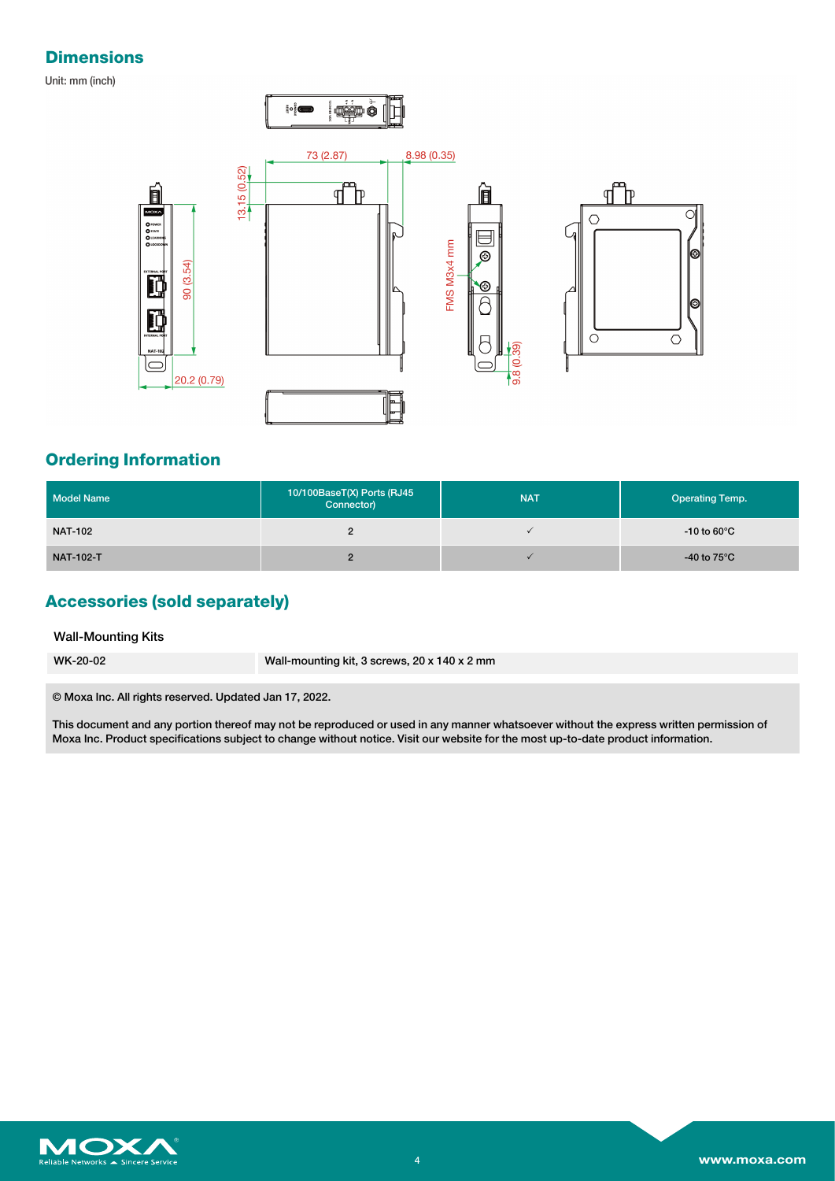## Dimensions

Unit: mm (inch)

73 (2.87)
8.98 (0.35)
13.15 (0.52)
90 (3.54)
20.2 (0.79)
FMS M3x4 mm
9.8 (0.39)

## Ordering Information

| Model Name | 10/100BaseT(X) Ports (RJ45 Connector) | NAT | Operating Temp. |
|---|---|---|---|
| NAT-102 | 2 | ✓ | -10 to 60°C |
| NAT-102-T | 2 | ✓ | -40 to 75°C |

## Accessories (sold separately)

### Wall-Mounting Kits

| | |
|---|---|
| WK-20-02 | Wall-mounting kit, 3 screws, 20 x 140 x 2 mm |

© Moxa Inc. All rights reserved. Updated Jan 17, 2022.

This document and any portion thereof may not be reproduced or used in any manner whatsoever without the express written permission of Moxa Inc. Product specifications subject to change without notice. Visit our website for the most up-to-date product information.